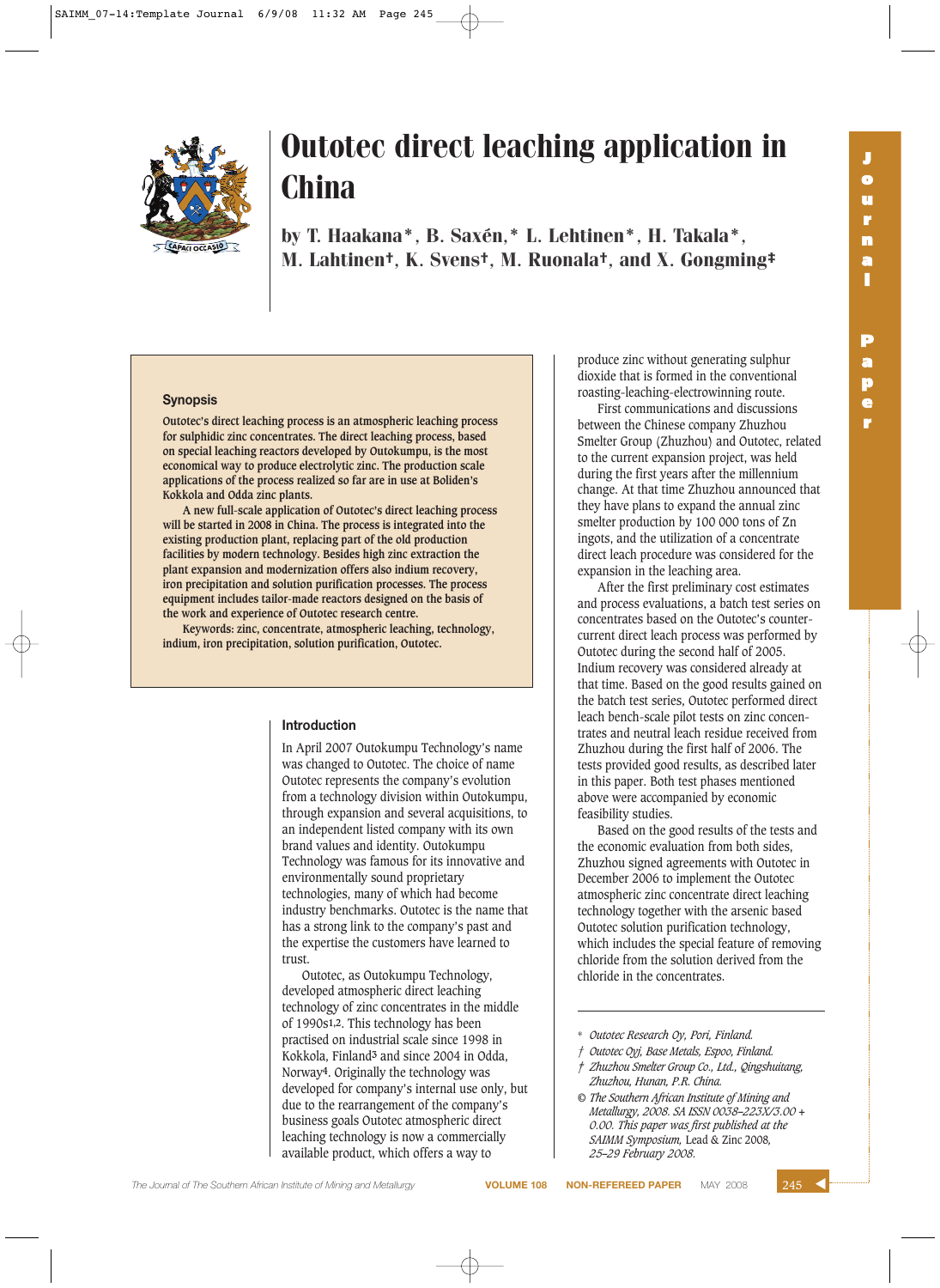# Outotec direct leaching application in China

by T. Haakana*, B. Saxén,* L. Lehtinen*, H. Takala*, M. Lahtinen†, K. Svens†, M. Ruonala†, and X. Gongming‡

## Synopsis

Outotec's direct leaching process is an atmospheric leaching process for sulphidic zinc concentrates. The direct leaching process, based on special leaching reactors developed by Outokumpu, is the most economical way to produce electrolytic zinc. The production scale applications of the process realized so far are in use at Boliden's Kokkola and Odda zinc plants.

A new full-scale application of Outotec's direct leaching process will be started in 2008 in China. The process is integrated into the existing production plant, replacing part of the old production facilities by modern technology. Besides high zinc extraction the plant expansion and modernization offers also indium recovery, iron precipitation and solution purification processes. The process equipment includes tailor-made reactors designed on the basis of the work and experience of Outotec research centre.

Keywords: zinc, concentrate, atmospheric leaching, technology, indium, iron precipitation, solution purification, Outotec.

## Introduction

In April 2007 Outokumpu Technology's name was changed to Outotec. The choice of name Outotec represents the company's evolution from a technology division within Outokumpu, through expansion and several acquisitions, to an independent listed company with its own brand values and identity. Outokumpu Technology was famous for its innovative and environmentally sound proprietary technologies, many of which had become industry benchmarks. Outotec is the name that has a strong link to the company's past and the expertise the customers have learned to trust.

Outotec, as Outokumpu Technology, developed atmospheric direct leaching technology of zinc concentrates in the middle of 1990s[1,2]. This technology has been practised on industrial scale since 1998 in Kokkola, Finland[3] and since 2004 in Odda, Norway[4]. Originally the technology was developed for company's internal use only, but due to the rearrangement of the company's business goals Outotec atmospheric direct leaching technology is now a commercially available product, which offers a way to produce zinc without generating sulphur dioxide that is formed in the conventional roasting-leaching-electrowinning route.

First communications and discussions between the Chinese company Zhuzhou Smelter Group (Zhuzhou) and Outotec, related to the current expansion project, was held during the first years after the millennium change. At that time Zhuzhou announced that they have plans to expand the annual zinc smelter production by 100 000 tons of Zn ingots, and the utilization of a concentrate direct leach procedure was considered for the expansion in the leaching area.

After the first preliminary cost estimates and process evaluations, a batch test series on concentrates based on the Outotec's counter-current direct leach process was performed by Outotec during the second half of 2005. Indium recovery was considered already at that time. Based on the good results gained on the batch test series, Outotec performed direct leach bench-scale pilot tests on zinc concentrates and neutral leach residue received from Zhuzhou during the first half of 2006. The tests provided good results, as described later in this paper. Both test phases mentioned above were accompanied by economic feasibility studies.

Based on the good results of the tests and the economic evaluation from both sides, Zhuzhou signed agreements with Outotec in December 2006 to implement the Outotec atmospheric zinc concentrate direct leaching technology together with the arsenic based Outotec solution purification technology, which includes the special feature of removing chloride from the solution derived from the chloride in the concentrates.

---

\* *Outotec Research Oy, Pori, Finland.*

† *Outotec Oyj, Base Metals, Espoo, Finland.*

‡ *Zhuzhou Smelter Group Co., Ltd., Qingshuitang, Zhuzhou, Hunan, P.R. China.*

© *The Southern African Institute of Mining and Metallurgy, 2008. SA ISSN 0038–223X/3.00 + 0.00. This paper was first published at the SAIMM Symposium,* Lead & Zinc 2008, *25–29 February 2008.*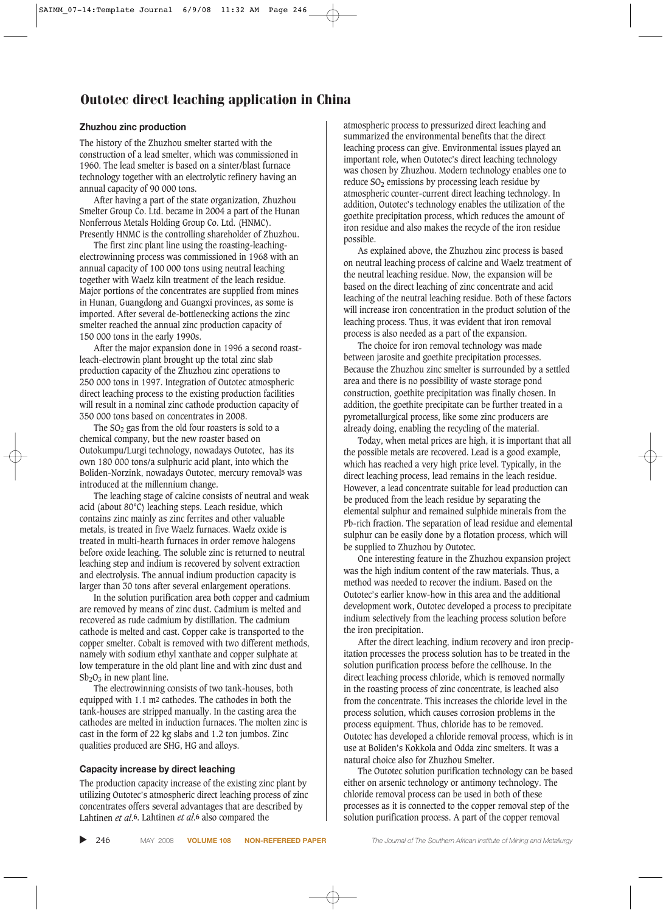## Outotec direct leaching application in China

### Zhuzhou zinc production

The history of the Zhuzhou smelter started with the construction of a lead smelter, which was commissioned in 1960. The lead smelter is based on a sinter/blast furnace technology together with an electrolytic refinery having an annual capacity of 90 000 tons.

After having a part of the state organization, Zhuzhou Smelter Group Co. Ltd. became in 2004 a part of the Hunan Nonferrous Metals Holding Group Co. Ltd. (HNMC). Presently HNMC is the controlling shareholder of Zhuzhou.

The first zinc plant line using the roasting-leaching-electrowinning process was commissioned in 1968 with an annual capacity of 100 000 tons using neutral leaching together with Waelz kiln treatment of the leach residue. Major portions of the concentrates are supplied from mines in Hunan, Guangdong and Guangxi provinces, as some is imported. After several de-bottlenecking actions the zinc smelter reached the annual zinc production capacity of 150 000 tons in the early 1990s.

After the major expansion done in 1996 a second roast-leach-electrowin plant brought up the total zinc slab production capacity of the Zhuzhou zinc operations to 250 000 tons in 1997. Integration of Outotec atmospheric direct leaching process to the existing production facilities will result in a nominal zinc cathode production capacity of 350 000 tons based on concentrates in 2008.

The $SO_2$ gas from the old four roasters is sold to a chemical company, but the new roaster based on Outokumpu/Lurgi technology, nowadays Outotec, has its own 180 000 tons/a sulphuric acid plant, into which the Boliden-Norzink, nowadays Outotec, mercury removal[5] was introduced at the millennium change.

The leaching stage of calcine consists of neutral and weak acid (about 80°C) leaching steps. Leach residue, which contains zinc mainly as zinc ferrites and other valuable metals, is treated in five Waelz furnaces. Waelz oxide is treated in multi-hearth furnaces in order remove halogens before oxide leaching. The soluble zinc is returned to neutral leaching step and indium is recovered by solvent extraction and electrolysis. The annual indium production capacity is larger than 30 tons after several enlargement operations.

In the solution purification area both copper and cadmium are removed by means of zinc dust. Cadmium is melted and recovered as rude cadmium by distillation. The cadmium cathode is melted and cast. Copper cake is transported to the copper smelter. Cobalt is removed with two different methods, namely with sodium ethyl xanthate and copper sulphate at low temperature in the old plant line and with zinc dust and $Sb_2O_3$ in new plant line.

The electrowinning consists of two tank-houses, both equipped with 1.1 m$^2$ cathodes. The cathodes in both the tank-houses are stripped manually. In the casting area the cathodes are melted in induction furnaces. The molten zinc is cast in the form of 22 kg slabs and 1.2 ton jumbos. Zinc qualities produced are SHG, HG and alloys.

### Capacity increase by direct leaching

The production capacity increase of the existing zinc plant by utilizing Outotec's atmospheric direct leaching process of zinc concentrates offers several advantages that are described by Lahtinen *et al.*[6]. Lahtinen *et al.*[6] also compared the atmospheric process to pressurized direct leaching and summarized the environmental benefits that the direct leaching process can give. Environmental issues played an important role, when Outotec's direct leaching technology was chosen by Zhuzhou. Modern technology enables one to reduce $SO_2$ emissions by processing leach residue by atmospheric counter-current direct leaching technology. In addition, Outotec's technology enables the utilization of the goethite precipitation process, which reduces the amount of iron residue and also makes the recycle of the iron residue possible.

As explained above, the Zhuzhou zinc process is based on neutral leaching process of calcine and Waelz treatment of the neutral leaching residue. Now, the expansion will be based on the direct leaching of zinc concentrate and acid leaching of the neutral leaching residue. Both of these factors will increase iron concentration in the product solution of the leaching process. Thus, it was evident that iron removal process is also needed as a part of the expansion.

The choice for iron removal technology was made between jarosite and goethite precipitation processes. Because the Zhuzhou zinc smelter is surrounded by a settled area and there is no possibility of waste storage pond construction, goethite precipitation was finally chosen. In addition, the goethite precipitate can be further treated in a pyrometallurgical process, like some zinc producers are already doing, enabling the recycling of the material.

Today, when metal prices are high, it is important that all the possible metals are recovered. Lead is a good example, which has reached a very high price level. Typically, in the direct leaching process, lead remains in the leach residue. However, a lead concentrate suitable for lead production can be produced from the leach residue by separating the elemental sulphur and remained sulphide minerals from the Pb-rich fraction. The separation of lead residue and elemental sulphur can be easily done by a flotation process, which will be supplied to Zhuzhou by Outotec.

One interesting feature in the Zhuzhou expansion project was the high indium content of the raw materials. Thus, a method was needed to recover the indium. Based on the Outotec's earlier know-how in this area and the additional development work, Outotec developed a process to precipitate indium selectively from the leaching process solution before the iron precipitation.

After the direct leaching, indium recovery and iron precipitation processes the process solution has to be treated in the solution purification process before the cellhouse. In the direct leaching process chloride, which is removed normally in the roasting process of zinc concentrate, is leached also from the concentrate. This increases the chloride level in the process solution, which causes corrosion problems in the process equipment. Thus, chloride has to be removed. Outotec has developed a chloride removal process, which is in use at Boliden's Kokkola and Odda zinc smelters. It was a natural choice also for Zhuzhou Smelter.

The Outotec solution purification technology can be based either on arsenic technology or antimony technology. The chloride removal process can be used in both of these processes as it is connected to the copper removal step of the solution purification process. A part of the copper removal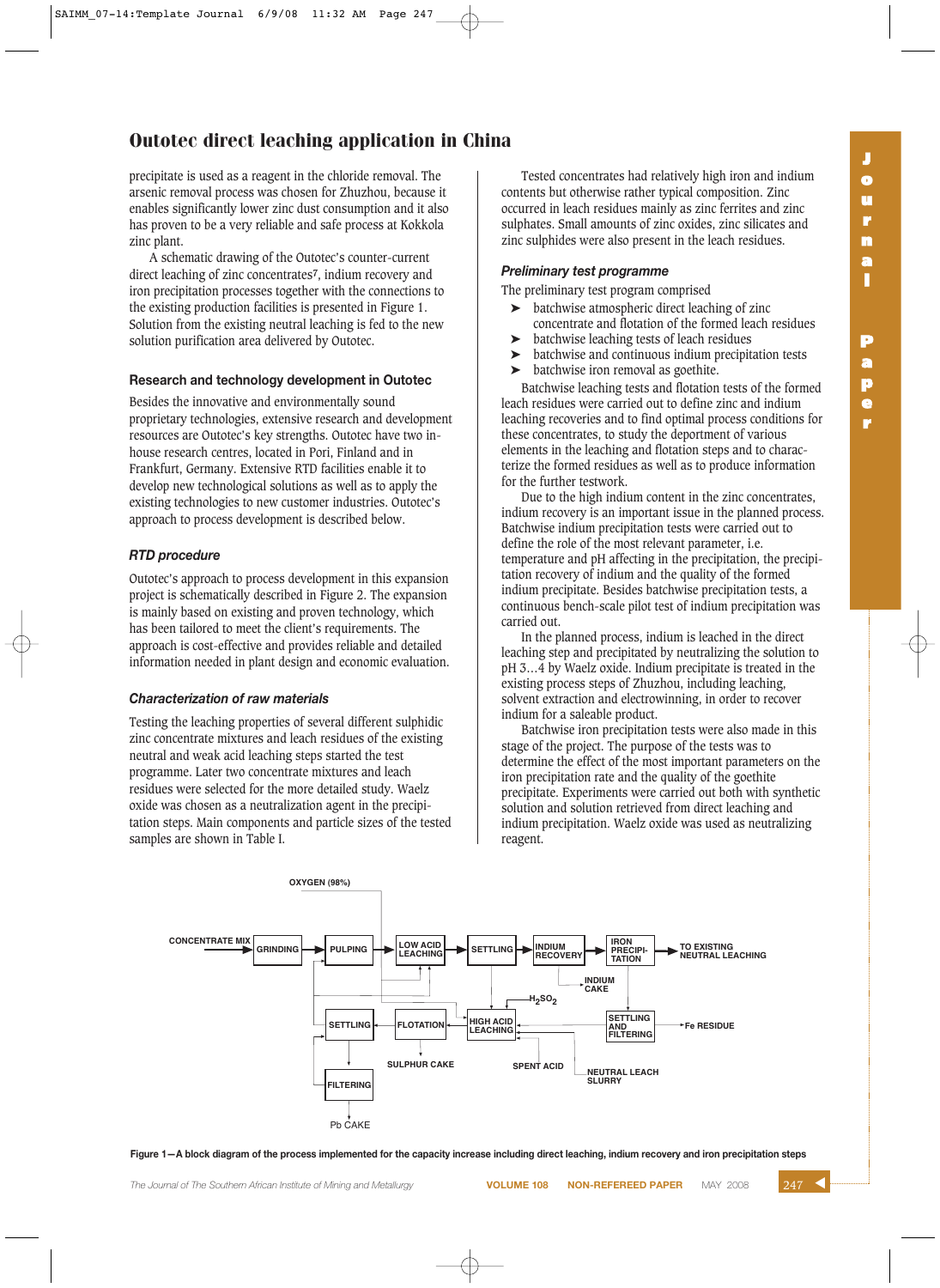## Outotec direct leaching application in China

precipitate is used as a reagent in the chloride removal. The arsenic removal process was chosen for Zhuzhou, because it enables significantly lower zinc dust consumption and it also has proven to be a very reliable and safe process at Kokkola zinc plant.

A schematic drawing of the Outotec's counter-current direct leaching of zinc concentrates[7], indium recovery and iron precipitation processes together with the connections to the existing production facilities is presented in Figure 1. Solution from the existing neutral leaching is fed to the new solution purification area delivered by Outotec.

### Research and technology development in Outotec

Besides the innovative and environmentally sound proprietary technologies, extensive research and development resources are Outotec's key strengths. Outotec has two in-house research centres, located in Pori, Finland and in Frankfurt, Germany. Extensive RTD facilities enable it to develop new technological solutions as well as to apply the existing technologies to new customer industries. Outotec's approach to process development is described below.

### *RTD procedure*

Outotec's approach to process development in this expansion project is schematically described in Figure 2. The expansion is mainly based on existing and proven technology, which has been tailored to meet the client's requirements. The approach is cost-effective and provides reliable and detailed information needed in plant design and economic evaluation.

### *Characterization of raw materials*

Testing the leaching properties of several different sulphidic zinc concentrate mixtures and leach residues of the existing neutral and weak acid leaching steps started the test programme. Later two concentrate mixtures and leach residues were selected for the more detailed study. Waelz oxide was chosen as a neutralization agent in the precipitation steps. Main components and particle sizes of the tested samples are shown in Table I.

Tested concentrates had relatively high iron and indium contents but otherwise rather typical composition. Zinc occurred in leach residues mainly as zinc ferrites and zinc sulphates. Small amounts of zinc oxides, zinc silicates and zinc sulphides were also present in the leach residues.

### *Preliminary test programme*

The preliminary test program comprised

- batchwise atmospheric direct leaching of zinc concentrate and flotation of the formed leach residues
- batchwise leaching tests of leach residues
- batchwise and continuous indium precipitation tests
- batchwise iron removal as goethite.

Batchwise leaching tests and flotation tests of the formed leach residues were carried out to define zinc and indium leaching recoveries and to find optimal process conditions for these concentrates, to study the deportment of various elements in the leaching and flotation steps and to characterize the formed residues as well as to produce information for the further testwork.

Due to the high indium content in the zinc concentrates, indium recovery is an important issue in the planned process. Batchwise indium precipitation tests were carried out to define the role of the most relevant parameter, i.e. temperature and pH affecting in the precipitation, the precipitation recovery of indium and the quality of the formed indium precipitate. Besides batchwise precipitation tests, a continuous bench-scale pilot test of indium precipitation was carried out.

In the planned process, indium is leached in the direct leaching step and precipitated by neutralizing the solution to pH 3…4 by Waelz oxide. Indium precipitate is treated in the existing process steps of Zhuzhou, including leaching, solvent extraction and electrowinning, in order to recover indium for a saleable product.

Batchwise iron precipitation tests were also made in this stage of the project. The purpose of the tests was to determine the effect of the most important parameters on the iron precipitation rate and the quality of the goethite precipitate. Experiments were carried out both with synthetic solution and solution retrieved from direct leaching and indium precipitation. Waelz oxide was used as neutralizing reagent.

OXYGEN (98%) · CONCENTRATE MIX → GRINDING → PULPING → LOW ACID LEACHING → SETTLING → INDIUM RECOVERY → IRON PRECIPI-TATION → TO EXISTING NEUTRAL LEACHING · INDIUM CAKE · $H_2SO_4$ · HIGH ACID LEACHING · FLOTATION · SETTLING · FILTERING · SULPHUR CAKE · Pb CAKE · SPENT ACID · SETTLING AND FILTERING · Fe RESIDUE · NEUTRAL LEACH SLURRY

Figure 1—A block diagram of the process implemented for the capacity increase including direct leaching, indium recovery and iron precipitation steps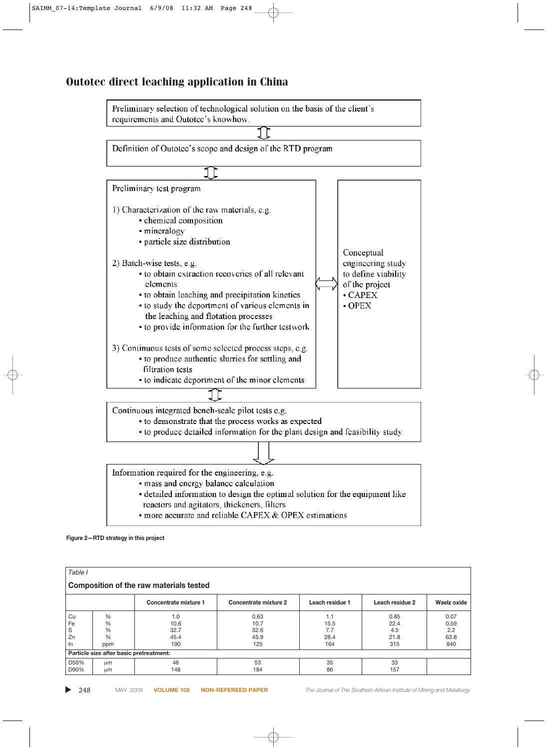## Outotec direct leaching application in China

Preliminary selection of technological solution on the basis of the client's requirements and Outotec's knowhow.

Definition of Outotec's scope and design of the RTD program

Preliminary test program

1) Characterization of the raw materials, e.g.
   - chemical composition
   - mineralogy
   - particle size distribution

2) Batch-wise tests, e.g.
   - to obtain extraction recoveries of all relevant elements
   - to obtain leaching and precipitation kinetics
   - to study the deportment of various elements in the leaching and flotation processes
   - to provide information for the further testwork

3) Continuous tests of some selected process steps, e.g.
   - to produce authentic slurries for settling and filtration tests
   - to indicate deportment of the minor elements

Conceptual engineering study to define viability of the project
- CAPEX
- OPEX

Continuous integrated bench-scale pilot tests e.g.
- to demonstrate that the process works as expected
- to produce detailed information for the plant design and feasibility study

Information required for the engineering, e.g.
- mass and energy balance calculation
- detailed information to design the optimal solution for the equipment like reactors and agitators, thickeners, filters
- more accurate and reliable CAPEX & OPEX estimations

**Figure 2—RTD strategy in this project**

*Table I*

**Composition of the raw materials tested**

| | | Concentrate mixture 1 | Concentrate mixture 2 | Leach residue 1 | Leach residue 2 | Waelz oxide |
|---|---|---|---|---|---|---|
| Cu | % | 1.0 | 0.63 | 1.1 | 0.85 | 0.07 |
| Fe | % | 10.6 | 10.7 | 15.5 | 22.4 | 0.59 |
| S | % | 32.7 | 32.6 | 7.7 | 4.5 | 2.2 |
| Zn | % | 45.4 | 45.9 | 28.4 | 21.8 | 63.8 |
| In | ppm | 190 | 125 | 164 | 315 | 840 |
| **Particle size after basic pretreatment:** | | | | | | |
| D50% | μm | 46 | 53 | 35 | 33 | |
| D90% | μm | 148 | 184 | 86 | 157 | |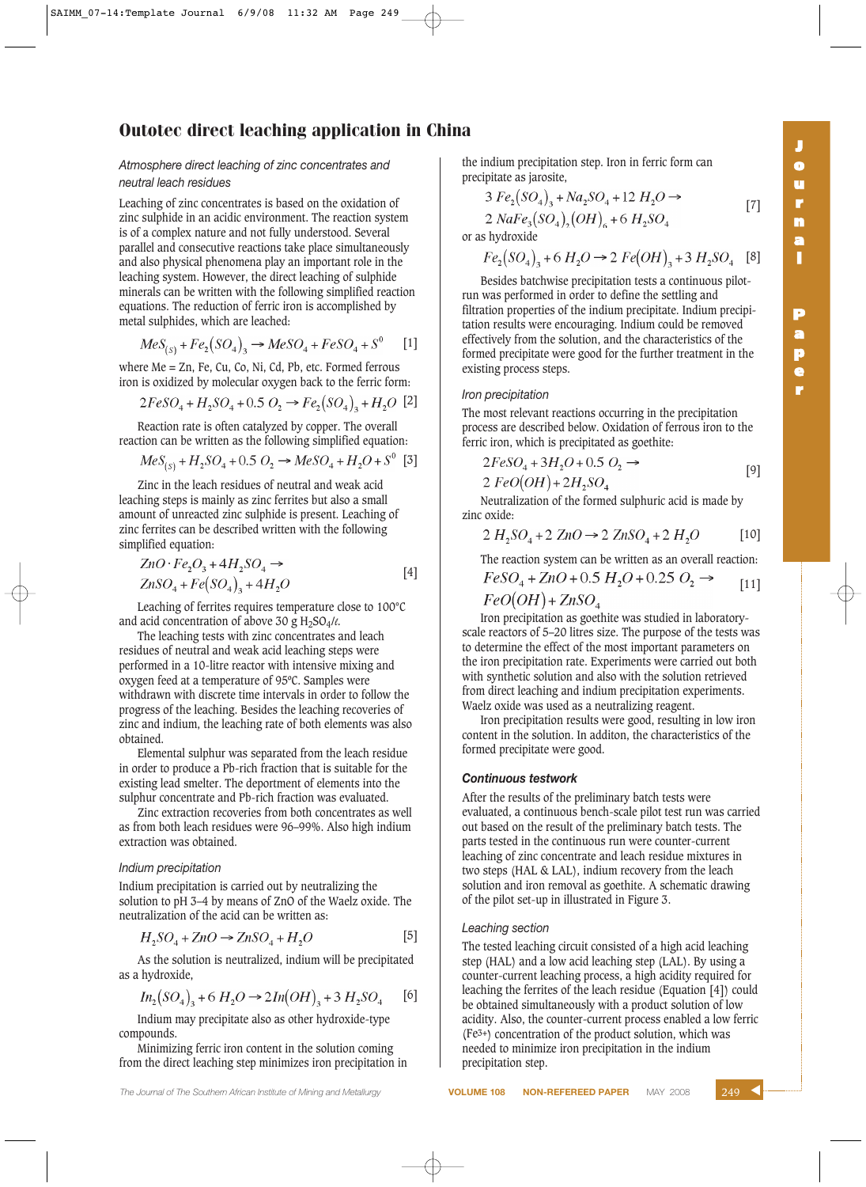## Outotec direct leaching application in China

### *Atmosphere direct leaching of zinc concentrates and neutral leach residues*

Leaching of zinc concentrates is based on the oxidation of zinc sulphide in an acidic environment. The reaction system is of a complex nature and not fully understood. Several parallel and consecutive reactions take place simultaneously and also physical phenomena play an important role in the leaching system. However, the direct leaching of sulphide minerals can be written with the following simplified reaction equations. The reduction of ferric iron is accomplished by metal sulphides, which are leached:

$$MeS_{(S)} + Fe_2(SO_4)_3 \rightarrow MeSO_4 + FeSO_4 + S^0 \quad [1]$$

where Me = Zn, Fe, Cu, Co, Ni, Cd, Pb, etc. Formed ferrous iron is oxidized by molecular oxygen back to the ferric form:

$$2FeSO_4 + H_2SO_4 + 0.5\ O_2 \rightarrow Fe_2(SO_4)_3 + H_2O \quad [2]$$

Reaction rate is often catalyzed by copper. The overall reaction can be written as the following simplified equation:

$$MeS_{(S)} + H_2SO_4 + 0.5\ O_2 \rightarrow MeSO_4 + H_2O + S^0 \quad [3]$$

Zinc in the leach residues of neutral and weak acid leaching steps is mainly as zinc ferrites but also a small amount of unreacted zinc sulphide is present. Leaching of zinc ferrites can be described written with the following simplified equation:

$$ZnO \cdot Fe_2O_3 + 4H_2SO_4 \rightarrow ZnSO_4 + Fe(SO_4)_3 + 4H_2O \quad [4]$$

Leaching of ferrites requires temperature close to 100°C and acid concentration of above 30 g $H_2SO_4$/ℓ.

The leaching tests with zinc concentrates and leach residues of neutral and weak acid leaching steps were performed in a 10-litre reactor with intensive mixing and oxygen feed at a temperature of 95°C. Samples were withdrawn with discrete time intervals in order to follow the progress of the leaching. Besides the leaching recoveries of zinc and indium, the leaching rate of both elements was also obtained.

Elemental sulphur was separated from the leach residue in order to produce a Pb-rich fraction that is suitable for the existing lead smelter. The deportment of elements into the sulphur concentrate and Pb-rich fraction was evaluated.

Zinc extraction recoveries from both concentrates as well as from both leach residues were 96–99%. Also high indium extraction was obtained.

### *Indium precipitation*

Indium precipitation is carried out by neutralizing the solution to pH 3–4 by means of ZnO of the Waelz oxide. The neutralization of the acid can be written as:

$$H_2SO_4 + ZnO \rightarrow ZnSO_4 + H_2O \quad [5]$$

As the solution is neutralized, indium will be precipitated as a hydroxide,

$$In_2(SO_4)_3 + 6\ H_2O \rightarrow 2In(OH)_3 + 3\ H_2SO_4 \quad [6]$$

Indium may precipitate also as other hydroxide-type compounds.

Minimizing ferric iron content in the solution coming from the direct leaching step minimizes iron precipitation in the indium precipitation step. Iron in ferric form can precipitate as jarosite,

$$3\ Fe_2(SO_4)_3 + Na_2SO_4 + 12\ H_2O \rightarrow 2\ NaFe_3(SO_4)_2(OH)_6 + 6\ H_2SO_4 \quad [7]$$

or as hydroxide

$$Fe_2(SO_4)_3 + 6\ H_2O \rightarrow 2\ Fe(OH)_3 + 3\ H_2SO_4 \quad [8]$$

Besides batchwise precipitation tests a continuous pilot-run was performed in order to define the settling and filtration properties of the indium precipitate. Indium precipitation results were encouraging. Indium could be removed effectively from the solution, and the characteristics of the formed precipitate were good for the further treatment in the existing process steps.

### *Iron precipitation*

The most relevant reactions occurring in the precipitation process are described below. Oxidation of ferrous iron to the ferric iron, which is precipitated as goethite:

$$2FeSO_4 + 3H_2O + 0.5\ O_2 \rightarrow 2\ FeO(OH) + 2H_2SO_4 \quad [9]$$

Neutralization of the formed sulphuric acid is made by zinc oxide:

$$2\ H_2SO_4 + 2\ ZnO \rightarrow 2\ ZnSO_4 + 2\ H_2O \quad [10]$$

The reaction system can be written as an overall reaction:

$$FeSO_4 + ZnO + 0.5\ H_2O + 0.25\ O_2 \rightarrow FeO(OH) + ZnSO_4 \quad [11]$$

Iron precipitation as goethite was studied in laboratory-scale reactors of 5–20 litres size. The purpose of the tests was to determine the effect of the most important parameters on the iron precipitation rate. Experiments were carried out both with synthetic solution and also with the solution retrieved from direct leaching and indium precipitation experiments. Waelz oxide was used as a neutralizing reagent.

Iron precipitation results were good, resulting in low iron content in the solution. In additon, the characteristics of the formed precipitate were good.

### **Continuous testwork**

After the results of the preliminary batch tests were evaluated, a continuous bench-scale pilot test run was carried out based on the result of the preliminary batch tests. The parts tested in the continuous run were counter-current leaching of zinc concentrate and leach residue mixtures in two steps (HAL & LAL), indium recovery from the leach solution and iron removal as goethite. A schematic drawing of the pilot set-up in illustrated in Figure 3.

### *Leaching section*

The tested leaching circuit consisted of a high acid leaching step (HAL) and a low acid leaching step (LAL). By using a counter-current leaching process, a high acidity required for leaching the ferrites of the leach residue (Equation [4]) could be obtained simultaneously with a product solution of low acidity. Also, the counter-current process enabled a low ferric ($Fe^{3+}$) concentration of the product solution, which was needed to minimize iron precipitation in the indium precipitation step.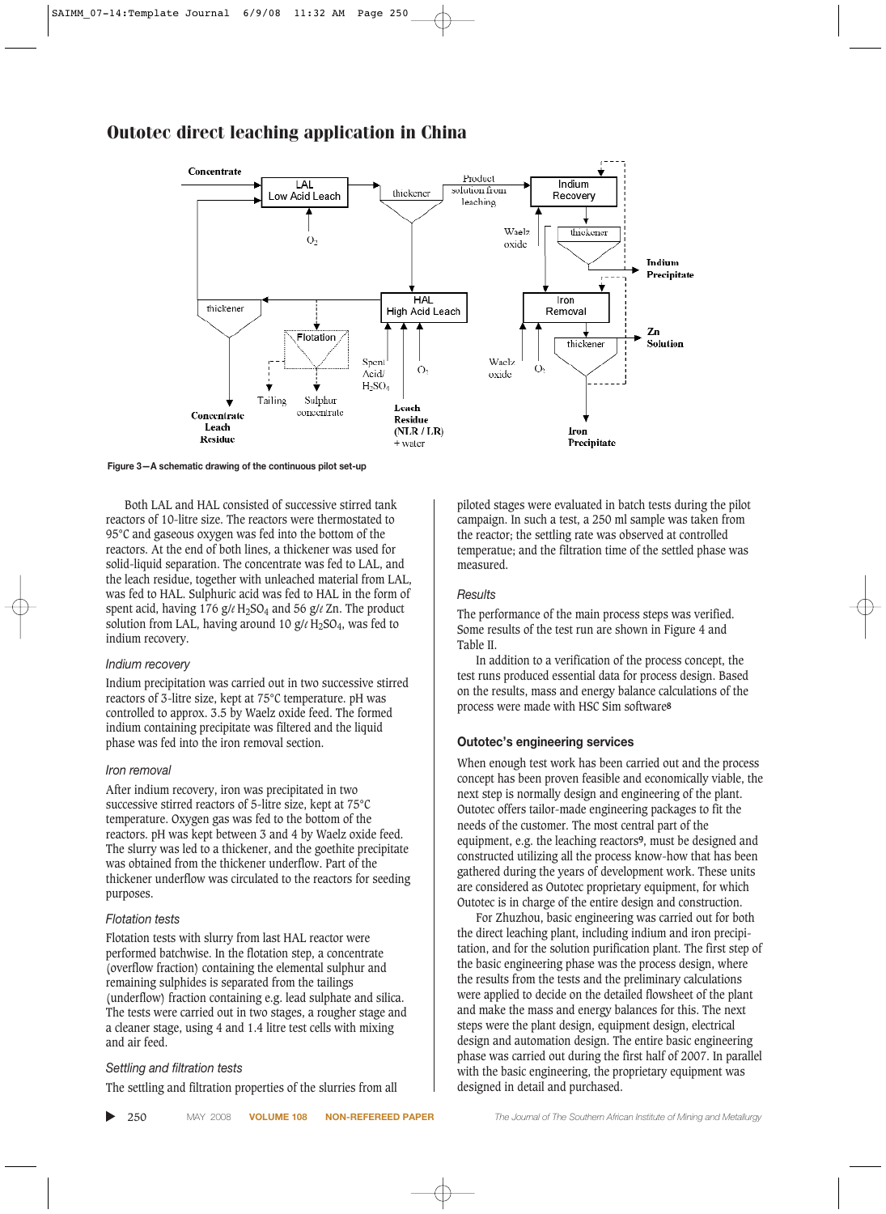# Outotec direct leaching application in China

Figure 3—A schematic drawing of the continuous pilot set-up

Both LAL and HAL consisted of successive stirred tank reactors of 10-litre size. The reactors were thermostated to 95°C and gaseous oxygen was fed into the bottom of the reactors. At the end of both lines, a thickener was used for solid-liquid separation. The concentrate was fed to LAL, and the leach residue, together with unleached material from LAL, was fed to HAL. Sulphuric acid was fed to HAL in the form of spent acid, having 176 g/ℓ $H_2SO_4$ and 56 g/ℓ Zn. The product solution from LAL, having around 10 g/ℓ $H_2SO_4$, was fed to indium recovery.

### *Indium recovery*

Indium precipitation was carried out in two successive stirred reactors of 3-litre size, kept at 75°C temperature. pH was controlled to approx. 3.5 by Waelz oxide feed. The formed indium containing precipitate was filtered and the liquid phase was fed into the iron removal section.

### *Iron removal*

After indium recovery, iron was precipitated in two successive stirred reactors of 5-litre size, kept at 75°C temperature. Oxygen gas was fed to the bottom of the reactors. pH was kept between 3 and 4 by Waelz oxide feed. The slurry was led to a thickener, and the goethite precipitate was obtained from the thickener underflow. Part of the thickener underflow was circulated to the reactors for seeding purposes.

### *Flotation tests*

Flotation tests with slurry from last HAL reactor were performed batchwise. In the flotation step, a concentrate (overflow fraction) containing the elemental sulphur and remaining sulphides is separated from the tailings (underflow) fraction containing e.g. lead sulphate and silica. The tests were carried out in two stages, a rougher stage and a cleaner stage, using 4 and 1.4 litre test cells with mixing and air feed.

### *Settling and filtration tests*

The settling and filtration properties of the slurries from all piloted stages were evaluated in batch tests during the pilot campaign. In such a test, a 250 ml sample was taken from the reactor; the settling rate was observed at controlled temperatue; and the filtration time of the settled phase was measured.

### *Results*

The performance of the main process steps was verified. Some results of the test run are shown in Figure 4 and Table II.

In addition to a verification of the process concept, the test runs produced essential data for process design. Based on the results, mass and energy balance calculations of the process were made with HSC Sim software[8]

## Outotec's engineering services

When enough test work has been carried out and the process concept has been proven feasible and economically viable, the next step is normally design and engineering of the plant. Outotec offers tailor-made engineering packages to fit the needs of the customer. The most central part of the equipment, e.g. the leaching reactors[9], must be designed and constructed utilizing all the process know-how that has been gathered during the years of development work. These units are considered as Outotec proprietary equipment, for which Outotec is in charge of the entire design and construction.

For Zhuzhou, basic engineering was carried out for both the direct leaching plant, including indium and iron precipitation, and for the solution purification plant. The first step of the basic engineering phase was the process design, where the results from the tests and the preliminary calculations were applied to decide on the detailed flowsheet of the plant and make the mass and energy balances for this. The next steps were the plant design, equipment design, electrical design and automation design. The entire basic engineering phase was carried out during the first half of 2007. In parallel with the basic engineering, the proprietary equipment was designed in detail and purchased.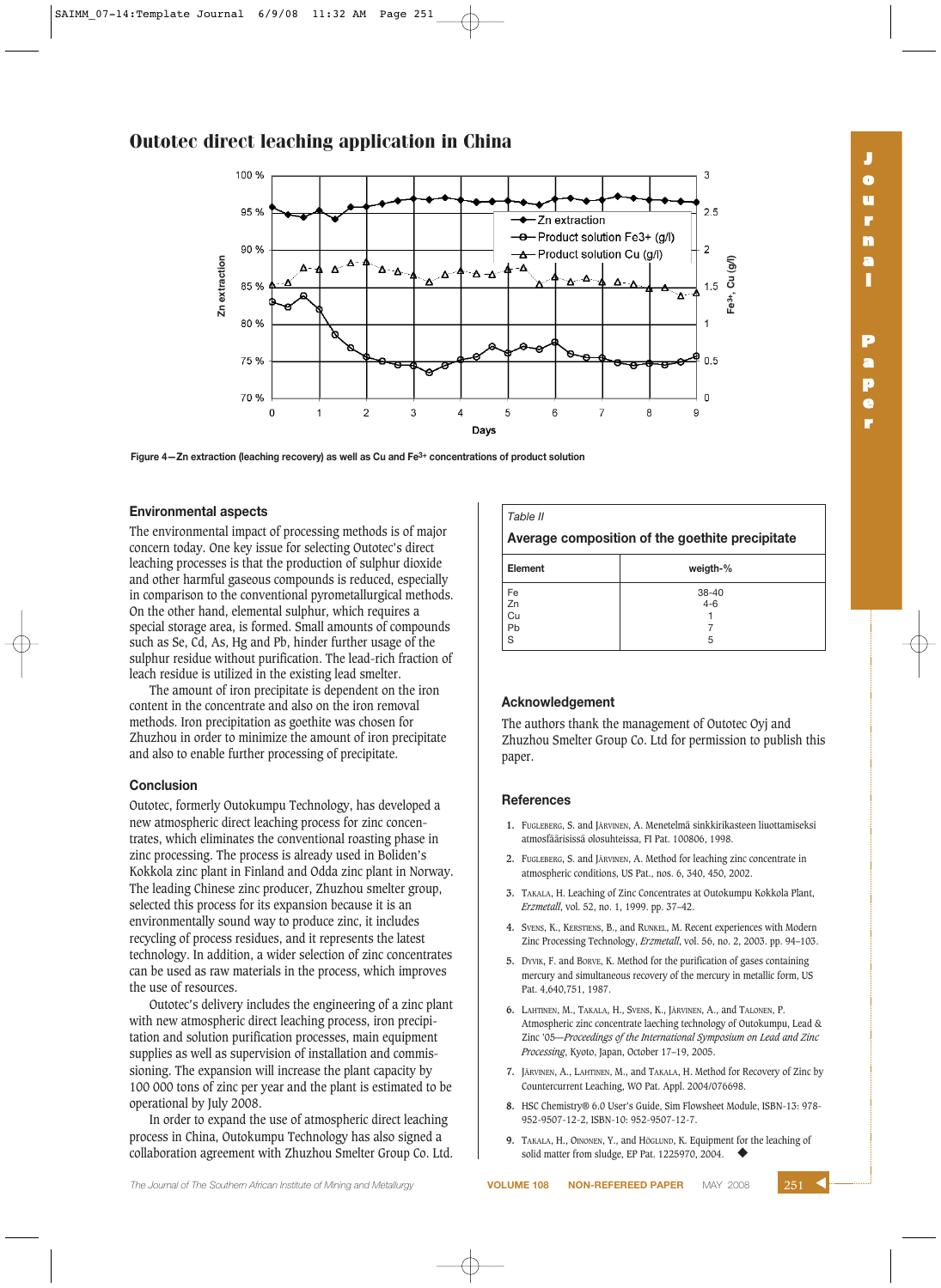# Outotec direct leaching application in China

100 %
95 %
90 %
85 %
80 %
75 %
70 %
Zn extraction
0
1
2
3
4
5
6
7
8
9
Days
3
2.5
2
1.5
1
0.5
0
$Fe^{3+}$, Cu (g/l)
Zn extraction
Product solution Fe3+ (g/l)
Product solution Cu (g/l)

Figure 4—Zn extraction (leaching recovery) as well as Cu and $Fe^{3+}$ concentrations of product solution

## Environmental aspects

The environmental impact of processing methods is of major concern today. One key issue for selecting Outotec's direct leaching processes is that the production of sulphur dioxide and other harmful gaseous compounds is reduced, especially in comparison to the conventional pyrometallurgical methods. On the other hand, elemental sulphur, which requires a special storage area, is formed. Small amounts of compounds such as Se, Cd, As, Hg and Pb, hinder further usage of the sulphur residue without purification. The lead-rich fraction of leach residue is utilized in the existing lead smelter.

The amount of iron precipitate is dependent on the iron content in the concentrate and also on the iron removal methods. Iron precipitation as goethite was chosen for Zhuzhou in order to minimize the amount of iron precipitate and also to enable further processing of precipitate.

## Conclusion

Outotec, formerly Outokumpu Technology, has developed a new atmospheric direct leaching process for zinc concentrates, which eliminates the conventional roasting phase in zinc processing. The process is already used in Boliden's Kokkola zinc plant in Finland and Odda zinc plant in Norway. The leading Chinese zinc producer, Zhuzhou smelter group, selected this process for its expansion because it is an environmentally sound way to produce zinc, it includes recycling of process residues, and it represents the latest technology. In addition, a wider selection of zinc concentrates can be used as raw materials in the process, which improves the use of resources.

Outotec's delivery includes the engineering of a zinc plant with new atmospheric direct leaching process, iron precipitation and solution purification processes, main equipment supplies as well as supervision of installation and commissioning. The expansion will increase the plant capacity by 100 000 tons of zinc per year and the plant is estimated to be operational by July 2008.

In order to expand the use of atmospheric direct leaching process in China, Outokumpu Technology has also signed a collaboration agreement with Zhuzhou Smelter Group Co. Ltd.

*Table II*

**Average composition of the goethite precipitate**

| Element | weigth-% |
|---|---|
| Fe | 38-40 |
| Zn | 4-6 |
| Cu | 1 |
| Pb | 7 |
| S | 5 |

## Acknowledgement

The authors thank the management of Outotec Oyj and Zhuzhou Smelter Group Co. Ltd for permission to publish this paper.

## References

1. FUGLEBERG, S. and JÄRVINEN, A. Menetelmä sinkkirikasteen liuottamiseksi atmosfäärisissä olosuhteissa, FI Pat. 100806, 1998.
2. FUGLEBERG, S. and JÄRVINEN, A. Method for leaching zinc concentrate in atmospheric conditions, US Pat., nos. 6, 340, 450, 2002.
3. TAKALA, H. Leaching of Zinc Concentrates at Outokumpu Kokkola Plant, *Erzmetall*, vol. 52, no. 1, 1999. pp. 37–42.
4. SVENS, K., KERSTIENS, B., and RUNKEL, M. Recent experiences with Modern Zinc Processing Technology, *Erzmetall*, vol. 56, no. 2, 2003. pp. 94–103.
5. DYVIK, F. and BORVE, K. Method for the purification of gases containing mercury and simultaneous recovery of the mercury in metallic form, US Pat. 4,640,751, 1987.
6. LAHTINEN, M., TAKALA, H., SVENS, K., JÄRVINEN, A., and TALONEN, P. Atmospheric zinc concentrate laeching technology of Outokumpu, Lead & Zinc '05—*Proceedings of the International Symposium on Lead and Zinc Processing*, Kyoto, Japan, October 17–19, 2005.
7. JÄRVINEN, A., LAHTINEN, M., and TAKALA, H. Method for Recovery of Zinc by Countercurrent Leaching, WO Pat. Appl. 2004/076698.
8. HSC Chemistry® 6.0 User's Guide, Sim Flowsheet Module, ISBN-13: 978-952-9507-12-2, ISBN-10: 952-9507-12-7.
9. TAKALA, H., OINONEN, Y., and HÖGLUND, K. Equipment for the leaching of solid matter from sludge, EP Pat. 1225970, 2004. ◆